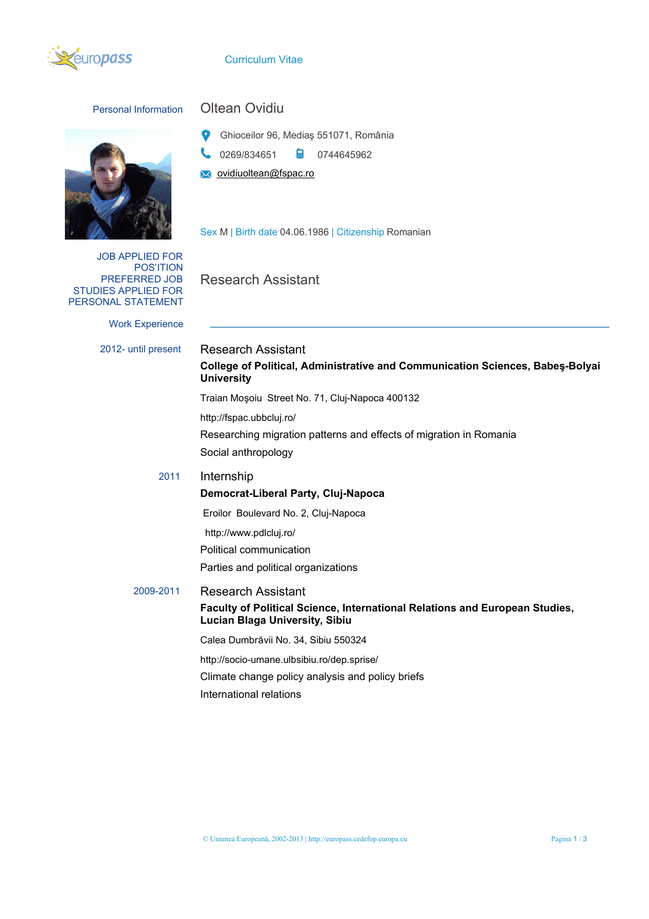Curriculum Vitae

## Personal Information

# Oltean Ovidiu

Ghioceilor 96, Mediaş 551071, România

0269/834651 0744645962

ovidiuoltean@fspac.ro

Sex M | Birth date 04.06.1986 | Citizenship Romanian

JOB APPLIED FOR
POS'ITION
PREFERRED JOB
STUDIES APPLIED FOR
PERSONAL STATEMENT

Research Assistant

## Work Experience

**2012- until present**

Research Assistant

**College of Political, Administrative and Communication Sciences, Babeş-Bolyai University**

Traian Moşoiu Street No. 71, Cluj-Napoca 400132

http://fspac.ubbcluj.ro/

Researching migration patterns and effects of migration in Romania

Social anthropology

**2011**

Internship

**Democrat-Liberal Party, Cluj-Napoca**

Eroilor Boulevard No. 2, Cluj-Napoca

http://www.pdlcluj.ro/

Political communication

Parties and political organizations

**2009-2011**

Research Assistant

**Faculty of Political Science, International Relations and European Studies, Lucian Blaga University, Sibiu**

Calea Dumbrăvii No. 34, Sibiu 550324

http://socio-umane.ulbsibiu.ro/dep.sprise/

Climate change policy analysis and policy briefs

International relations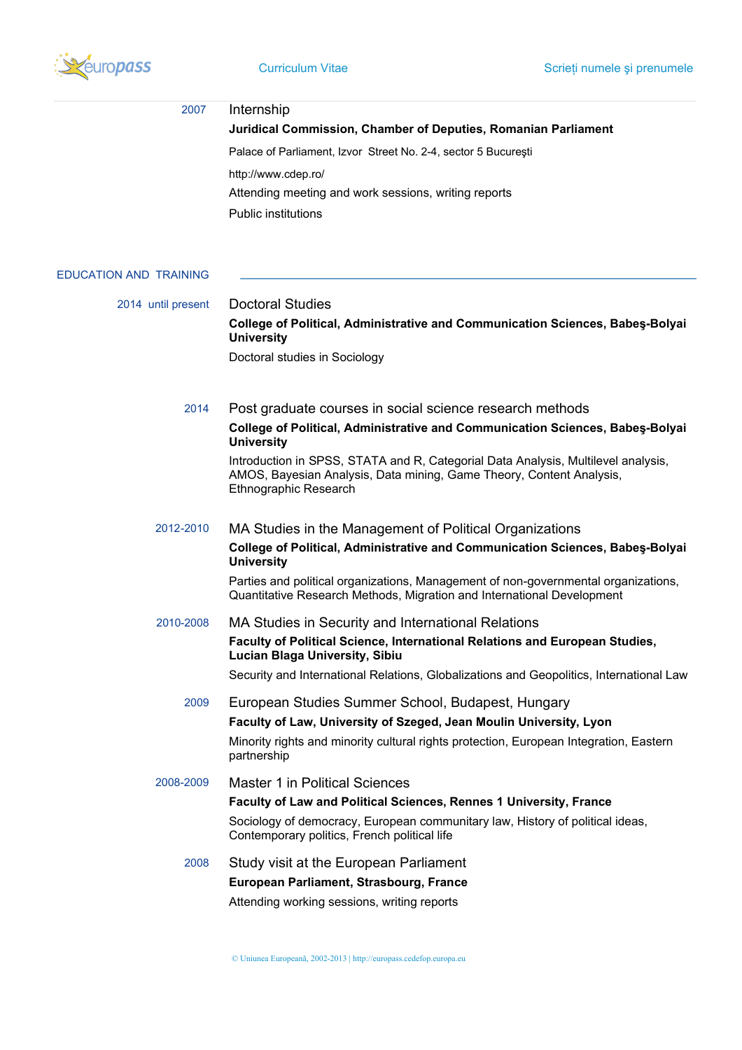2007

### Internship

**Juridical Commission, Chamber of Deputies, Romanian Parliament**

Palace of Parliament, Izvor Street No. 2-4, sector 5 Bucureşti

http://www.cdep.ro/

Attending meeting and work sessions, writing reports

Public institutions

## EDUCATION AND TRAINING

2014 until present

### Doctoral Studies

**College of Political, Administrative and Communication Sciences, Babeş-Bolyai University**

Doctoral studies in Sociology

2014

### Post graduate courses in social science research methods

**College of Political, Administrative and Communication Sciences, Babeş-Bolyai University**

Introduction in SPSS, STATA and R, Categorial Data Analysis, Multilevel analysis, AMOS, Bayesian Analysis, Data mining, Game Theory, Content Analysis, Ethnographic Research

2012-2010

### MA Studies in the Management of Political Organizations

**College of Political, Administrative and Communication Sciences, Babeş-Bolyai University**

Parties and political organizations, Management of non-governmental organizations, Quantitative Research Methods, Migration and International Development

2010-2008

### MA Studies in Security and International Relations

**Faculty of Political Science, International Relations and European Studies, Lucian Blaga University, Sibiu**

Security and International Relations, Globalizations and Geopolitics, International Law

2009

### European Studies Summer School, Budapest, Hungary

**Faculty of Law, University of Szeged, Jean Moulin University, Lyon**

Minority rights and minority cultural rights protection, European Integration, Eastern partnership

2008-2009

### Master 1 in Political Sciences

**Faculty of Law and Political Sciences, Rennes 1 University, France**

Sociology of democracy, European communitary law, History of political ideas, Contemporary politics, French political life

2008

### Study visit at the European Parliament

**European Parliament, Strasbourg, France**

Attending working sessions, writing reports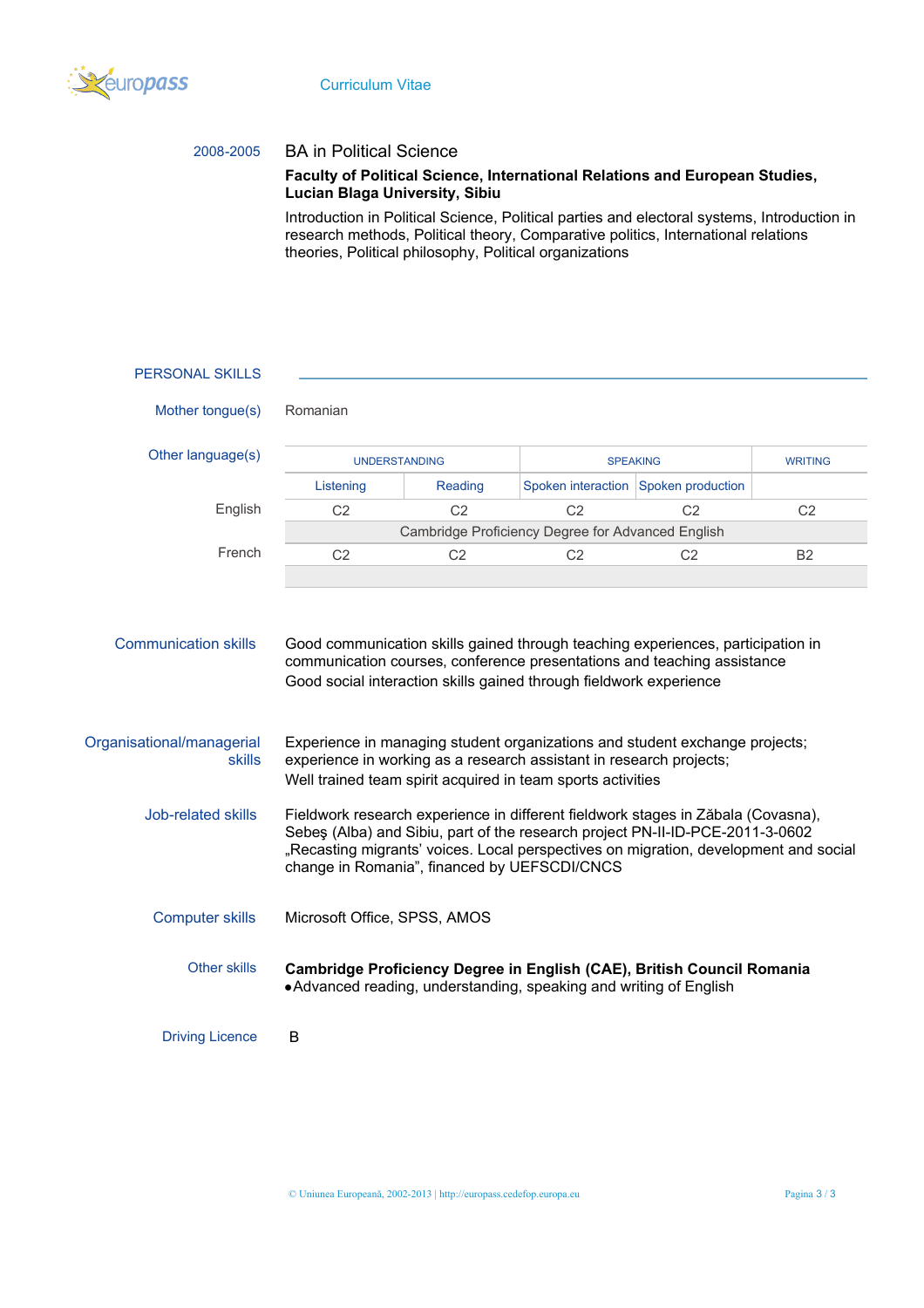Curriculum Vitae

2008-2005 BA in Political Science

**Faculty of Political Science, International Relations and European Studies, Lucian Blaga University, Sibiu**

Introduction in Political Science, Political parties and electoral systems, Introduction in research methods, Political theory, Comparative politics, International relations theories, Political philosophy, Political organizations

## PERSONAL SKILLS

Mother tongue(s): Romanian

Other language(s)

| | UNDERSTANDING | | SPEAKING | | WRITING |
|---|---|---|---|---|---|
| | Listening | Reading | Spoken interaction | Spoken production | |
| English | C2 | C2 | C2 | C2 | C2 |
| | Cambridge Proficiency Degree for Advanced English | | | | |
| French | C2 | C2 | C2 | C2 | B2 |

Communication skills: Good communication skills gained through teaching experiences, participation in communication courses, conference presentations and teaching assistance
Good social interaction skills gained through fieldwork experience

Organisational/managerial skills: Experience in managing student organizations and student exchange projects; experience in working as a research assistant in research projects;
Well trained team spirit acquired in team sports activities

Job-related skills: Fieldwork research experience in different fieldwork stages in Zăbala (Covasna), Sebeş (Alba) and Sibiu, part of the research project PN-II-ID-PCE-2011-3-0602 „Recasting migrants' voices. Local perspectives on migration, development and social change in Romania", financed by UEFSCDI/CNCS

Computer skills: Microsoft Office, SPSS, AMOS

Other skills: **Cambridge Proficiency Degree in English (CAE), British Council Romania**
- Advanced reading, understanding, speaking and writing of English

Driving Licence: B